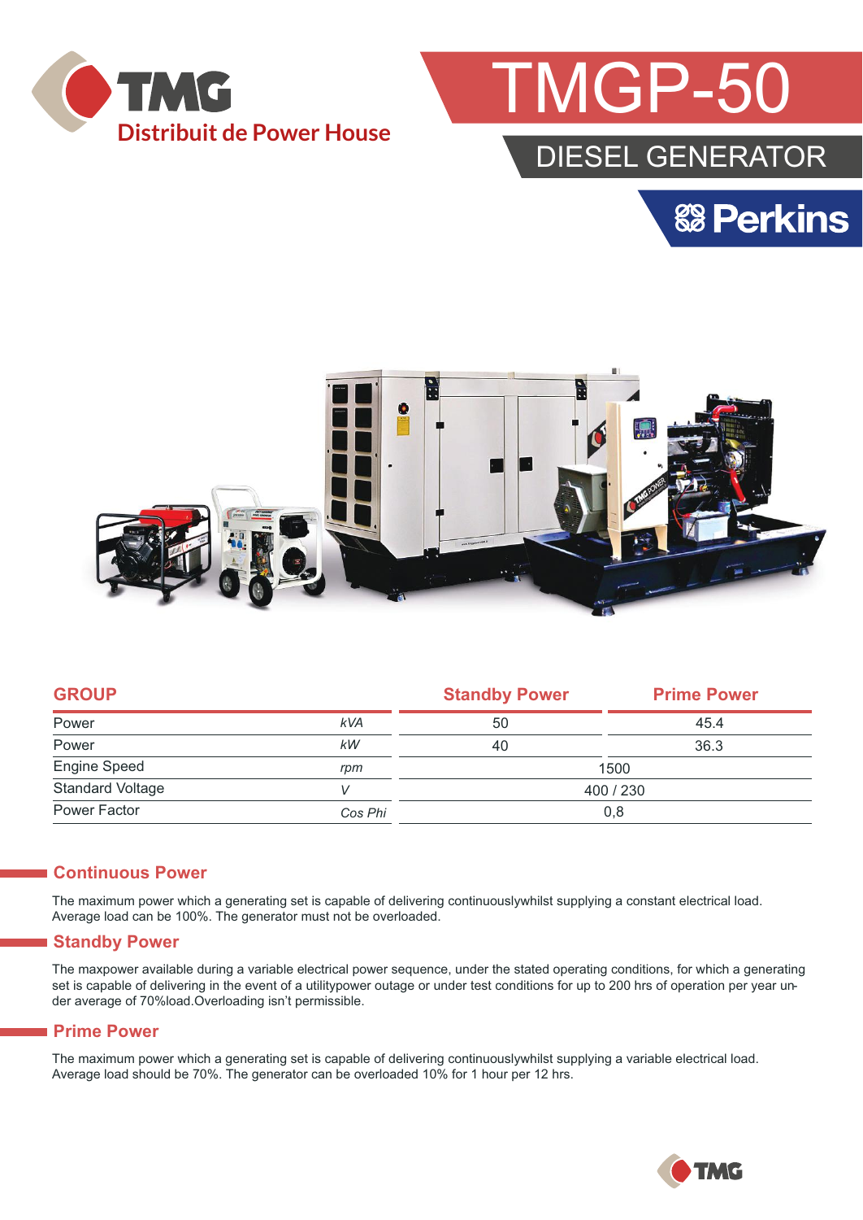TMG

Distribuit de Power House

# TMGP-50

## DIESEL GENERATOR

Perkins

| GROUP | | Standby Power | Prime Power |
|---|---|---|---|
| Power | kVA | 50 | 45.4 |
| Power | kW | 40 | 36.3 |
| Engine Speed | rpm | 1500 | |
| Standard Voltage | V | 400 / 230 | |
| Power Factor | Cos Phi | 0,8 | |

## Continuous Power

The maximum power which a generating set is capable of delivering continuouslywhilst supplying a constant electrical load. Average load can be 100%. The generator must not be overloaded.

## Standby Power

The maxpower available during a variable electrical power sequence, under the stated operating conditions, for which a generating set is capable of delivering in the event of a utilitypower outage or under test conditions for up to 200 hrs of operation per year under average of 70%load.Overloading isn't permissible.

## Prime Power

The maximum power which a generating set is capable of delivering continuouslywhilst supplying a variable electrical load. Average load should be 70%. The generator can be overloaded 10% for 1 hour per 12 hrs.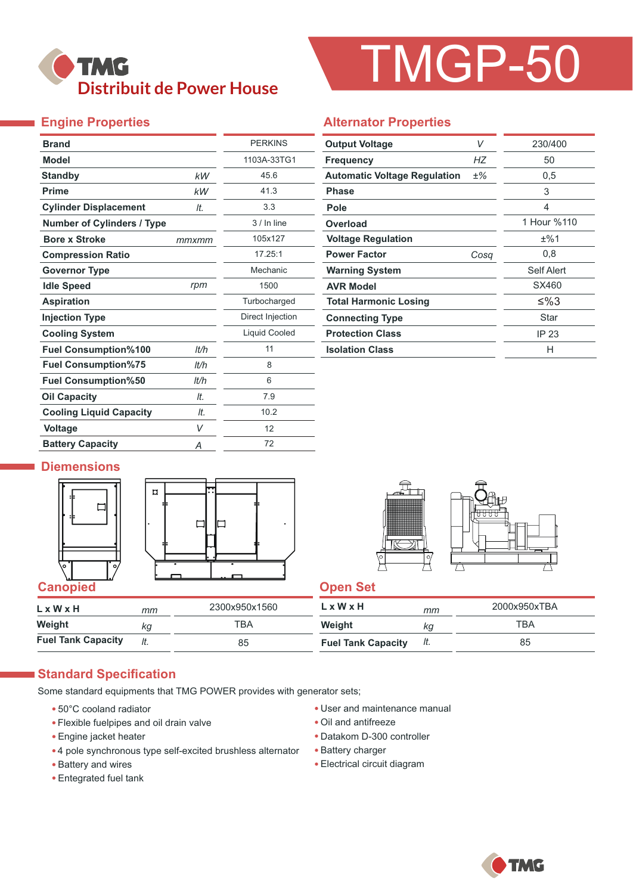# TMG
## Distribuit de Power House

# TMGP-50

## Engine Properties

| Property | Unit | Value |
|---|---|---|
| Brand | | PERKINS |
| Model | | 1103A-33TG1 |
| Standby | kW | 45.6 |
| Prime | kW | 41.3 |
| Cylinder Displacement | lt. | 3.3 |
| Number of Cylinders / Type | | 3 / In line |
| Bore x Stroke | mmxmm | 105x127 |
| Compression Ratio | | 17.25:1 |
| Governor Type | | Mechanic |
| Idle Speed | rpm | 1500 |
| Aspiration | | Turbocharged |
| Injection Type | | Direct Injection |
| Cooling System | | Liquid Cooled |
| Fuel Consumption%100 | lt/h | 11 |
| Fuel Consumption%75 | lt/h | 8 |
| Fuel Consumption%50 | lt/h | 6 |
| Oil Capacity | lt. | 7.9 |
| Cooling Liquid Capacity | lt. | 10.2 |
| Voltage | V | 12 |
| Battery Capacity | A | 72 |

## Alternator Properties

| Property | Unit | Value |
|---|---|---|
| Output Voltage | V | 230/400 |
| Frequency | HZ | 50 |
| Automatic Voltage Regulation | ±% | 0,5 |
| Phase | | 3 |
| Pole | | 4 |
| Overload | | 1 Hour %110 |
| Voltage Regulation | | ±%1 |
| Power Factor | Cosq | 0,8 |
| Warning System | | Self Alert |
| AVR Model | | SX460 |
| Total Harmonic Losing | | ≤%3 |
| Connecting Type | | Star |
| Protection Class | | IP 23 |
| Isolation Class | | H |

## Diemensions

### Canopied

| | Unit | Value |
|---|---|---|
| L x W x H | mm | 2300x950x1560 |
| Weight | kg | TBA |
| Fuel Tank Capacity | lt. | 85 |

### Open Set

| | Unit | Value |
|---|---|---|
| L x W x H | mm | 2000x950xTBA |
| Weight | kg | TBA |
| Fuel Tank Capacity | lt. | 85 |

## Standard Specification

Some standard equipments that TMG POWER provides with generator sets;

- 50°C cooland radiator
- Flexible fuelpipes and oil drain valve
- Engine jacket heater
- 4 pole synchronous type self-excited brushless alternator
- Battery and wires
- Entegrated fuel tank
- User and maintenance manual
- Oil and antifreeze
- Datakom D-300 controller
- Battery charger
- Electrical circuit diagram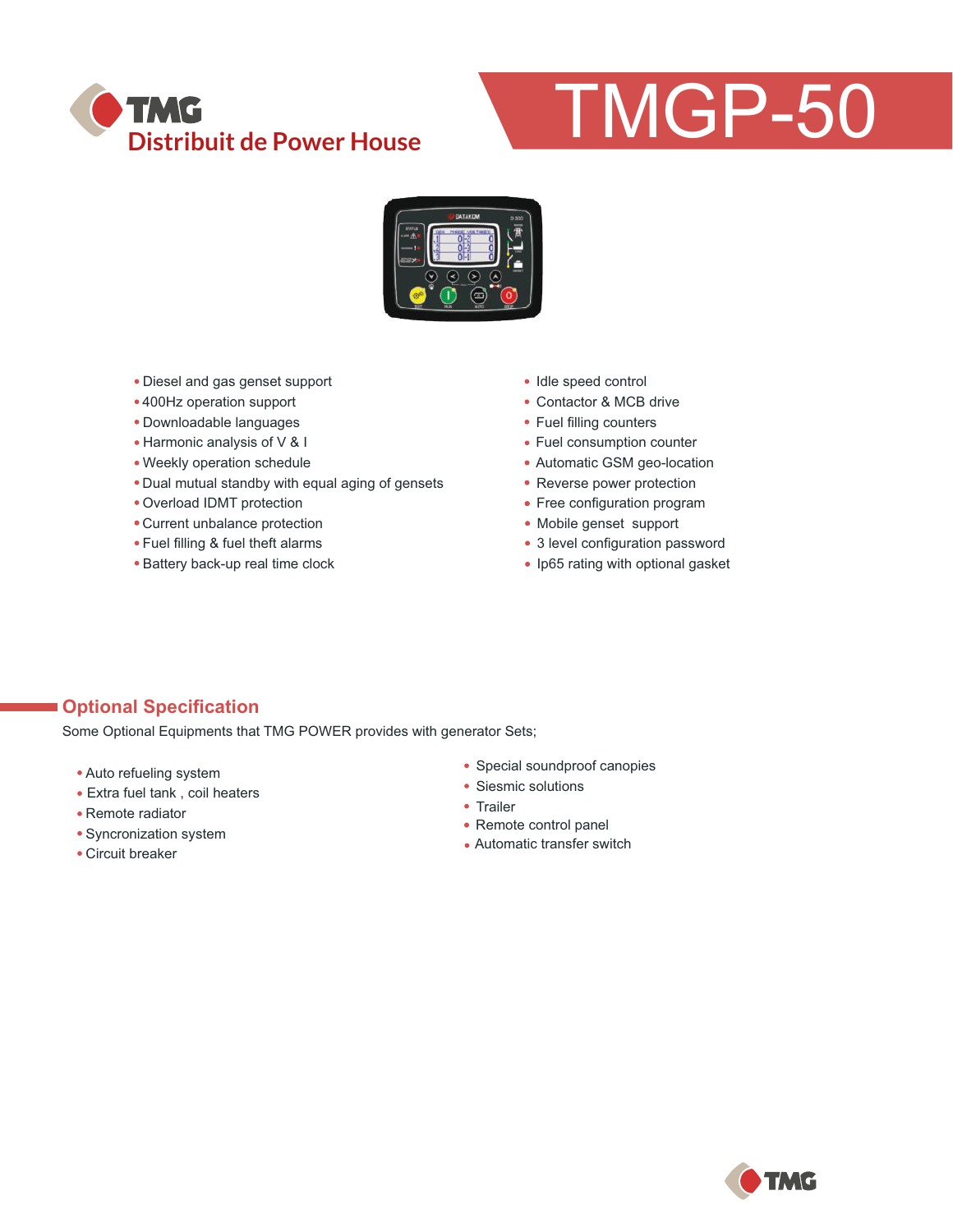TMG

Distribuit de Power House

# TMGP-50

- Diesel and gas genset support
- 400Hz operation support
- Downloadable languages
- Harmonic analysis of V & I
- Weekly operation schedule
- Dual mutual standby with equal aging of gensets
- Overload IDMT protection
- Current unbalance protection
- Fuel filling & fuel theft alarms
- Battery back-up real time clock
- Idle speed control
- Contactor & MCB drive
- Fuel filling counters
- Fuel consumption counter
- Automatic GSM geo-location
- Reverse power protection
- Free configuration program
- Mobile genset support
- 3 level configuration password
- Ip65 rating with optional gasket

## Optional Specification

Some Optional Equipments that TMG POWER provides with generator Sets;

- Auto refueling system
- Extra fuel tank , coil heaters
- Remote radiator
- Syncronization system
- Circuit breaker
- Special soundproof canopies
- Siesmic solutions
- Trailer
- Remote control panel
- Automatic transfer switch